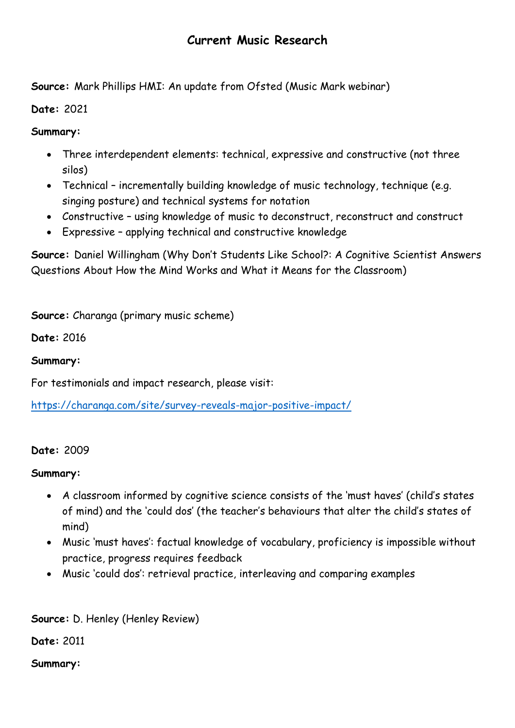# Current Music Research

**Source:** Mark Phillips HMI: An update from Ofsted (Music Mark webinar)

**Date:** 2021

**Summary:**

- Three interdependent elements: technical, expressive and constructive (not three silos)
- Technical – incrementally building knowledge of music technology, technique (e.g. singing posture) and technical systems for notation
- Constructive – using knowledge of music to deconstruct, reconstruct and construct
- Expressive – applying technical and constructive knowledge

**Source:** Daniel Willingham (Why Don't Students Like School?: A Cognitive Scientist Answers Questions About How the Mind Works and What it Means for the Classroom)

**Source:** Charanga (primary music scheme)

**Date:** 2016

**Summary:**

For testimonials and impact research, please visit:

[https://charanga.com/site/survey-reveals-major-positive-impact/](https://charanga.com/site/survey-reveals-major-positive-impact/)

**Date:** 2009

**Summary:**

- A classroom informed by cognitive science consists of the 'must haves' (child's states of mind) and the 'could dos' (the teacher's behaviours that alter the child's states of mind)
- Music 'must haves': factual knowledge of vocabulary, proficiency is impossible without practice, progress requires feedback
- Music 'could dos': retrieval practice, interleaving and comparing examples

**Source:** D. Henley (Henley Review)

**Date:** 2011

**Summary:**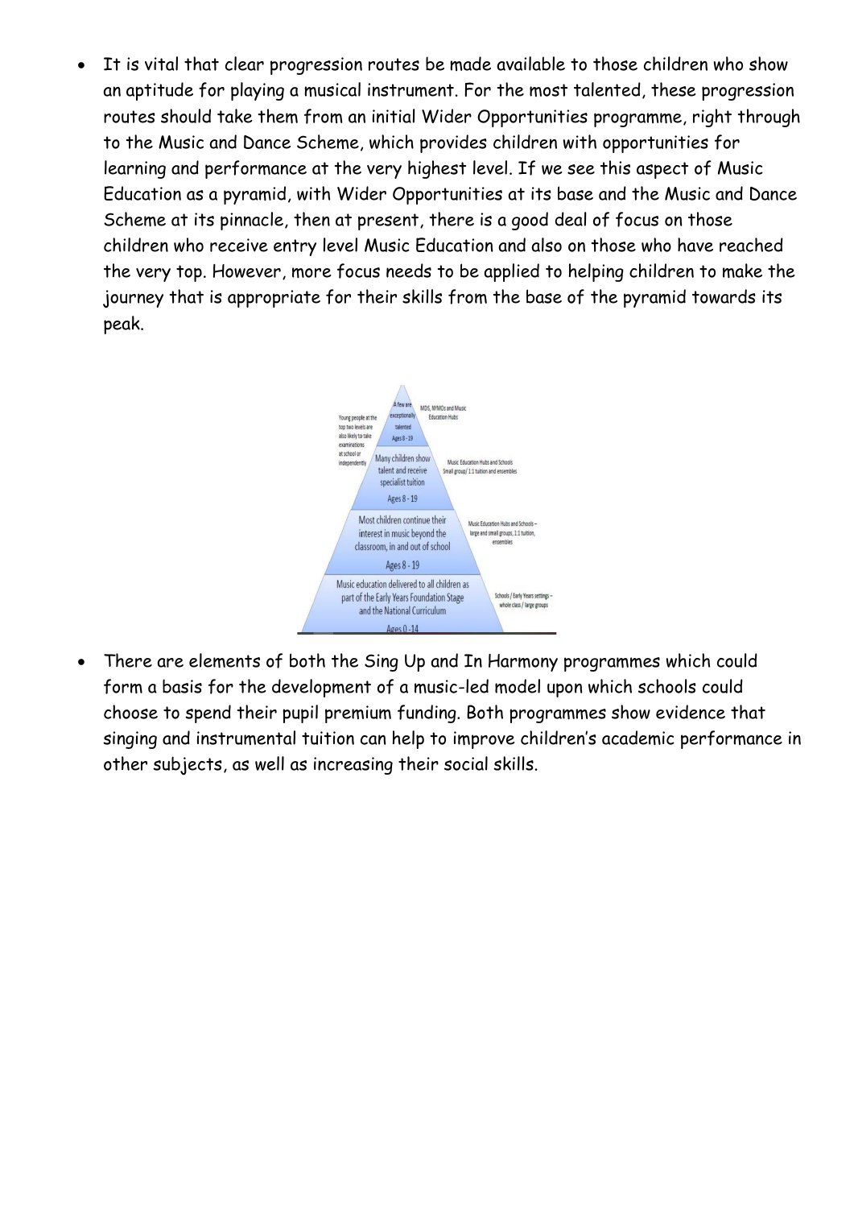- It is vital that clear progression routes be made available to those children who show an aptitude for playing a musical instrument. For the most talented, these progression routes should take them from an initial Wider Opportunities programme, right through to the Music and Dance Scheme, which provides children with opportunities for learning and performance at the very highest level. If we see this aspect of Music Education as a pyramid, with Wider Opportunities at its base and the Music and Dance Scheme at its pinnacle, then at present, there is a good deal of focus on those children who receive entry level Music Education and also on those who have reached the very top. However, more focus needs to be applied to helping children to make the journey that is appropriate for their skills from the base of the pyramid towards its peak.

A few are exceptionally talented
Ages 8 - 19
MDS, NYMOs and Music Education Hubs

Young people at the top two levels are also likely to take examinations at school or independently

Many children show talent and receive specialist tuition
Ages 8 - 19
Music Education Hubs and Schools
Small group/ 1:1 tuition and ensembles

Most children continue their interest in music beyond the classroom, in and out of school
Ages 8 - 19
Music Education Hubs and Schools – large and small groups, 1:1 tuition, ensembles

Music education delivered to all children as part of the Early Years Foundation Stage and the National Curriculum
Ages 0 - 14
Schools / Early Years settings – whole class / large groups

- There are elements of both the Sing Up and In Harmony programmes which could form a basis for the development of a music-led model upon which schools could choose to spend their pupil premium funding. Both programmes show evidence that singing and instrumental tuition can help to improve children's academic performance in other subjects, as well as increasing their social skills.